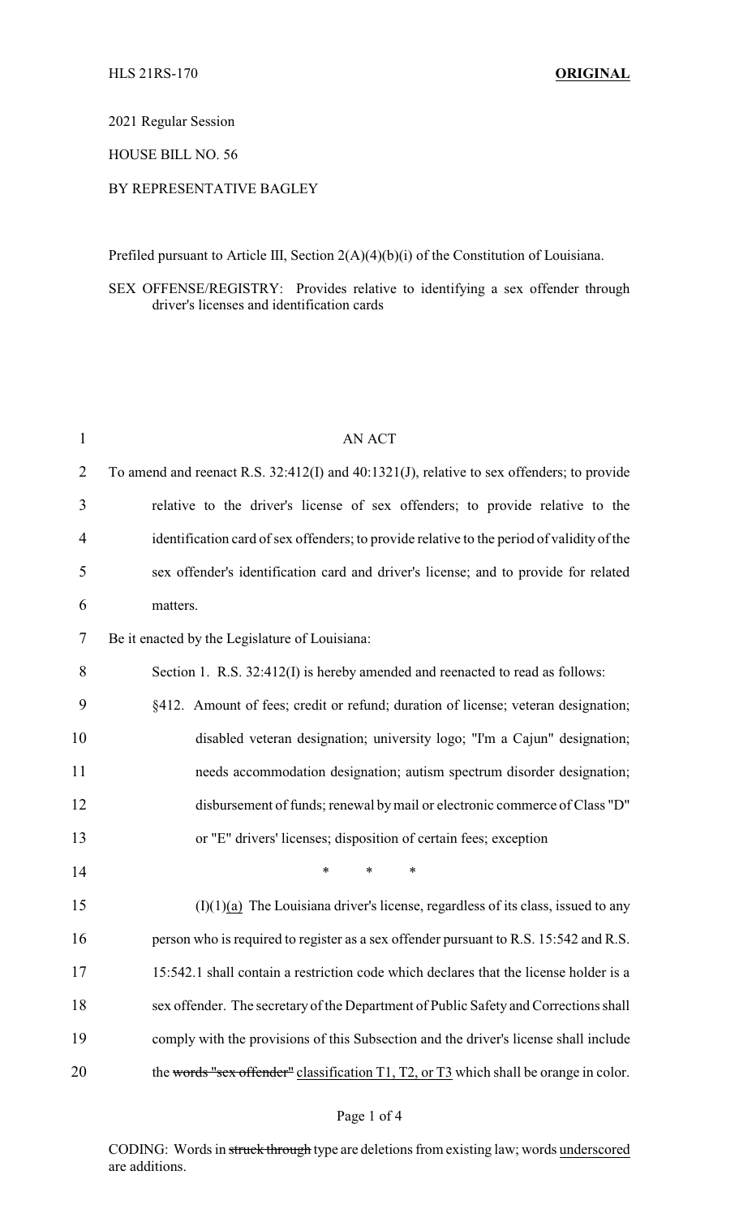HLS 21RS-170 **ORIGINAL**

2021 Regular Session

HOUSE BILL NO. 56

BY REPRESENTATIVE BAGLEY

Prefiled pursuant to Article III, Section 2(A)(4)(b)(i) of the Constitution of Louisiana.

SEX OFFENSE/REGISTRY: Provides relative to identifying a sex offender through driver's licenses and identification cards

AN ACT

To amend and reenact R.S. 32:412(I) and 40:1321(J), relative to sex offenders; to provide relative to the driver's license of sex offenders; to provide relative to the identification card of sex offenders; to provide relative to the period of validity of the sex offender's identification card and driver's license; and to provide for related matters.

Be it enacted by the Legislature of Louisiana:

Section 1. R.S. 32:412(I) is hereby amended and reenacted to read as follows:

§412. Amount of fees; credit or refund; duration of license; veteran designation; disabled veteran designation; university logo; "I'm a Cajun" designation; needs accommodation designation; autism spectrum disorder designation; disbursement of funds; renewal by mail or electronic commerce of Class "D" or "E" drivers' licenses; disposition of certain fees; exception

\* \* \*

(I)(1)<u>(a)</u> The Louisiana driver's license, regardless of its class, issued to any person who is required to register as a sex offender pursuant to R.S. 15:542 and R.S. 15:542.1 shall contain a restriction code which declares that the license holder is a sex offender. The secretary of the Department of Public Safety and Corrections shall comply with the provisions of this Subsection and the driver's license shall include the ~~words "sex offender"~~ <u>classification T1, T2, or T3</u> which shall be orange in color.

CODING: Words in ~~struck through~~ type are deletions from existing law; words <u>underscored</u> are additions.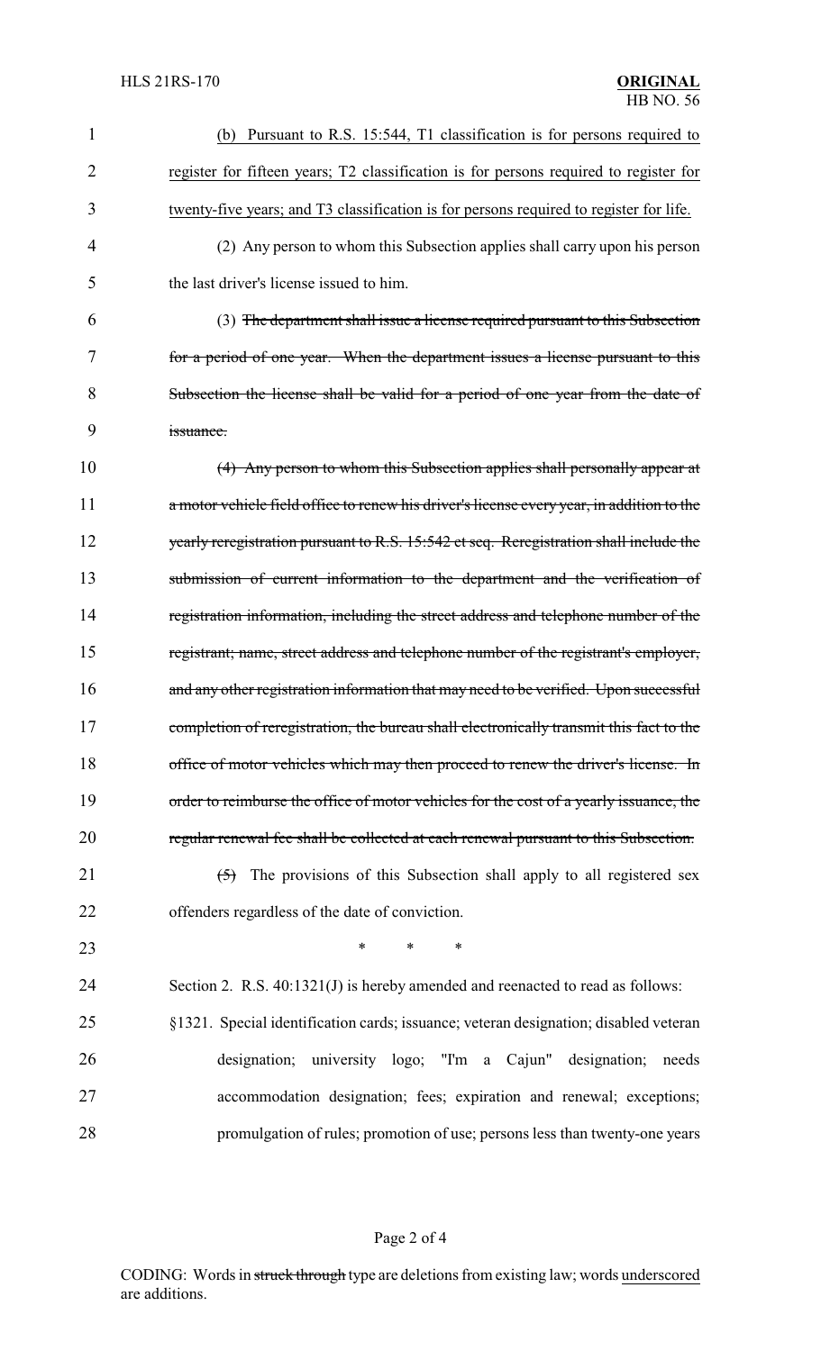(b) Pursuant to R.S. 15:544, T1 classification is for persons required to register for fifteen years; T2 classification is for persons required to register for twenty-five years; and T3 classification is for persons required to register for life.

(2) Any person to whom this Subsection applies shall carry upon his person the last driver's license issued to him.

(3) ~~The department shall issue a license required pursuant to this Subsection for a period of one year. When the department issues a license pursuant to this Subsection the license shall be valid for a period of one year from the date of issuance.~~

~~(4) Any person to whom this Subsection applies shall personally appear at a motor vehicle field office to renew his driver's license every year, in addition to the yearly reregistration pursuant to R.S. 15:542 et seq. Reregistration shall include the submission of current information to the department and the verification of registration information, including the street address and telephone number of the registrant; name, street address and telephone number of the registrant's employer, and any other registration information that may need to be verified. Upon successful completion of reregistration, the bureau shall electronically transmit this fact to the office of motor vehicles which may then proceed to renew the driver's license. In order to reimburse the office of motor vehicles for the cost of a yearly issuance, the regular renewal fee shall be collected at each renewal pursuant to this Subsection.~~

~~(5)~~ The provisions of this Subsection shall apply to all registered sex offenders regardless of the date of conviction.

\* \* \*

Section 2. R.S. 40:1321(J) is hereby amended and reenacted to read as follows:

§1321. Special identification cards; issuance; veteran designation; disabled veteran designation; university logo; "I'm a Cajun" designation; needs accommodation designation; fees; expiration and renewal; exceptions; promulgation of rules; promotion of use; persons less than twenty-one years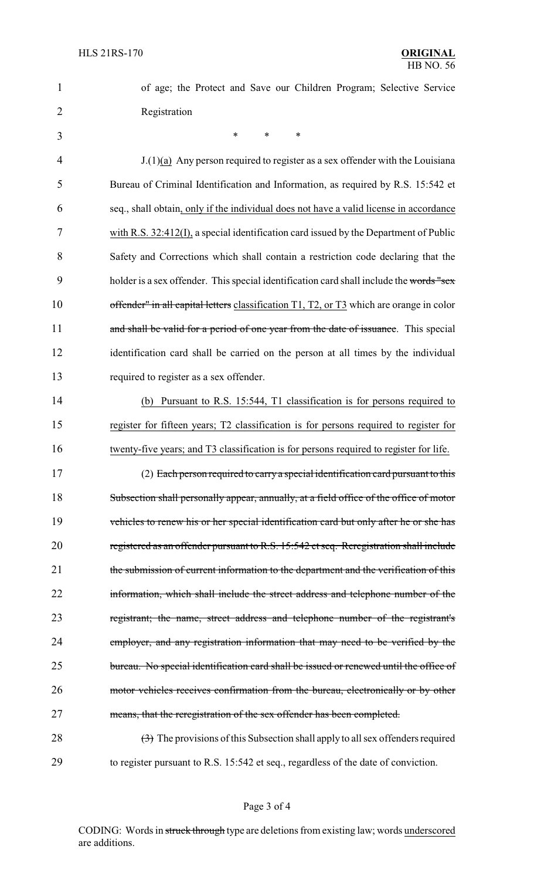of age; the Protect and Save our Children Program; Selective Service Registration

\* \* \*

J.(1)(a) Any person required to register as a sex offender with the Louisiana Bureau of Criminal Identification and Information, as required by R.S. 15:542 et seq., shall obtain, only if the individual does not have a valid license in accordance with R.S. 32:412(I), a special identification card issued by the Department of Public Safety and Corrections which shall contain a restriction code declaring that the holder is a sex offender. This special identification card shall include the ~~words "sex offender" in all capital letters~~ classification T1, T2, or T3 which are orange in color ~~and shall be valid for a period of one year from the date of issuance~~. This special identification card shall be carried on the person at all times by the individual required to register as a sex offender.

(b) Pursuant to R.S. 15:544, T1 classification is for persons required to register for fifteen years; T2 classification is for persons required to register for twenty-five years; and T3 classification is for persons required to register for life.

(2) ~~Each person required to carry a special identification card pursuant to this Subsection shall personally appear, annually, at a field office of the office of motor vehicles to renew his or her special identification card but only after he or she has registered as an offender pursuant to R.S. 15:542 et seq. Reregistration shall include the submission of current information to the department and the verification of this information, which shall include the street address and telephone number of the registrant; the name, street address and telephone number of the registrant's employer, and any registration information that may need to be verified by the bureau. No special identification card shall be issued or renewed until the office of motor vehicles receives confirmation from the bureau, electronically or by other means, that the reregistration of the sex offender has been completed.~~

~~(3)~~ The provisions of this Subsection shall apply to all sex offenders required to register pursuant to R.S. 15:542 et seq., regardless of the date of conviction.

CODING: Words in ~~struck through~~ type are deletions from existing law; words underscored are additions.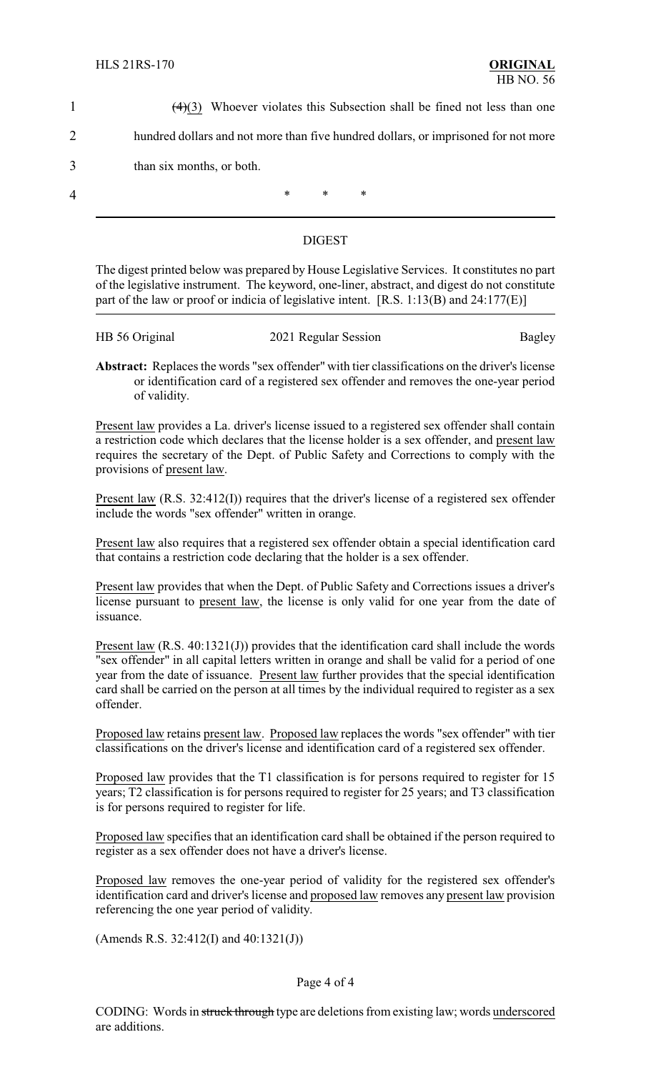1 ~~(4)~~(3) Whoever violates this Subsection shall be fined not less than one

2 hundred dollars and not more than five hundred dollars, or imprisoned for not more

3 than six months, or both.

4 \* \* \*

---

## DIGEST

The digest printed below was prepared by House Legislative Services. It constitutes no part of the legislative instrument. The keyword, one-liner, abstract, and digest do not constitute part of the law or proof or indicia of legislative intent. [R.S. 1:13(B) and 24:177(E)]

HB 56 Original    2021 Regular Session    Bagley

**Abstract:** Replaces the words "sex offender" with tier classifications on the driver's license or identification card of a registered sex offender and removes the one-year period of validity.

Present law provides a La. driver's license issued to a registered sex offender shall contain a restriction code which declares that the license holder is a sex offender, and present law requires the secretary of the Dept. of Public Safety and Corrections to comply with the provisions of present law.

Present law (R.S. 32:412(I)) requires that the driver's license of a registered sex offender include the words "sex offender" written in orange.

Present law also requires that a registered sex offender obtain a special identification card that contains a restriction code declaring that the holder is a sex offender.

Present law provides that when the Dept. of Public Safety and Corrections issues a driver's license pursuant to present law, the license is only valid for one year from the date of issuance.

Present law (R.S. 40:1321(J)) provides that the identification card shall include the words "sex offender" in all capital letters written in orange and shall be valid for a period of one year from the date of issuance. Present law further provides that the special identification card shall be carried on the person at all times by the individual required to register as a sex offender.

Proposed law retains present law. Proposed law replaces the words "sex offender" with tier classifications on the driver's license and identification card of a registered sex offender.

Proposed law provides that the T1 classification is for persons required to register for 15 years; T2 classification is for persons required to register for 25 years; and T3 classification is for persons required to register for life.

Proposed law specifies that an identification card shall be obtained if the person required to register as a sex offender does not have a driver's license.

Proposed law removes the one-year period of validity for the registered sex offender's identification card and driver's license and proposed law removes any present law provision referencing the one year period of validity.

(Amends R.S. 32:412(I) and 40:1321(J))

CODING: Words in ~~struck through~~ type are deletions from existing law; words underscored are additions.